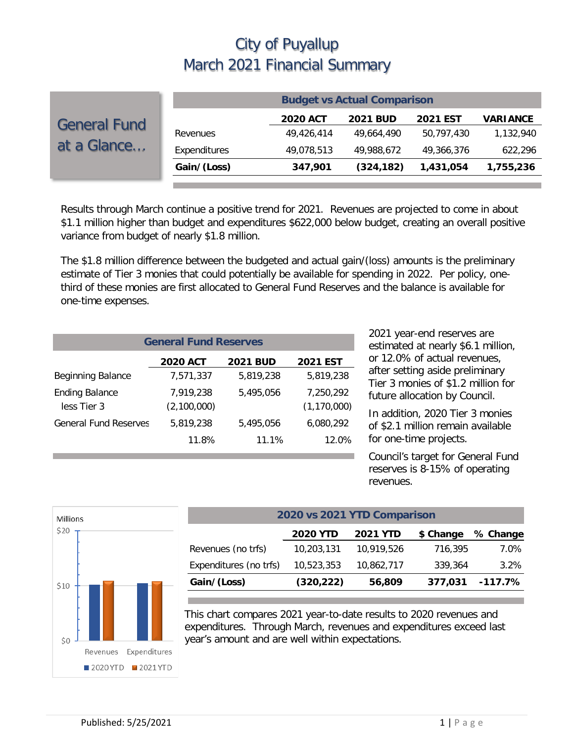# City of Puyallup
# March 2021 Financial Summary

## General Fund at a Glance…

| Budget vs Actual Comparison | 2020 ACT | 2021 BUD | 2021 EST | VARIANCE |
|---|---|---|---|---|
| Revenues | 49,426,414 | 49,664,490 | 50,797,430 | 1,132,940 |
| Expenditures | 49,078,513 | 49,988,672 | 49,366,376 | 622,296 |
| **Gain/(Loss)** | **347,901** | **(324,182)** | **1,431,054** | **1,755,236** |

Results through March continue a positive trend for 2021. Revenues are projected to come in about $1.1 million higher than budget and expenditures $622,000 below budget, creating an overall positive variance from budget of nearly $1.8 million.

The $1.8 million difference between the budgeted and actual gain/(loss) amounts is the preliminary estimate of Tier 3 monies that could potentially be available for spending in 2022. Per policy, one-third of these monies are first allocated to General Fund Reserves and the balance is available for one-time expenses.

| General Fund Reserves | 2020 ACT | 2021 BUD | 2021 EST |
|---|---|---|---|
| Beginning Balance | 7,571,337 | 5,819,238 | 5,819,238 |
| Ending Balance | 7,919,238 | 5,495,056 | 7,250,292 |
| less Tier 3 | (2,100,000) | | (1,170,000) |
| General Fund Reserves | 5,819,238 | 5,495,056 | 6,080,292 |
| | 11.8% | 11.1% | 12.0% |

2021 year-end reserves are estimated at nearly $6.1 million, or 12.0% of actual revenues, after setting aside preliminary Tier 3 monies of $1.2 million for future allocation by Council.

In addition, 2020 Tier 3 monies of $2.1 million remain available for one-time projects.

Council's target for General Fund reserves is 8-15% of operating revenues.

| 2020 vs 2021 YTD Comparison | 2020 YTD | 2021 YTD | $ Change | % Change |
|---|---|---|---|---|
| Revenues (no trfs) | 10,203,131 | 10,919,526 | 716,395 | 7.0% |
| Expenditures (no trfs) | 10,523,353 | 10,862,717 | 339,364 | 3.2% |
| **Gain/(Loss)** | **(320,222)** | **56,809** | **377,031** | **-117.7%** |

This chart compares 2021 year-to-date results to 2020 revenues and expenditures. Through March, revenues and expenditures exceed last year's amount and are well within expectations.

Published: 5/25/2021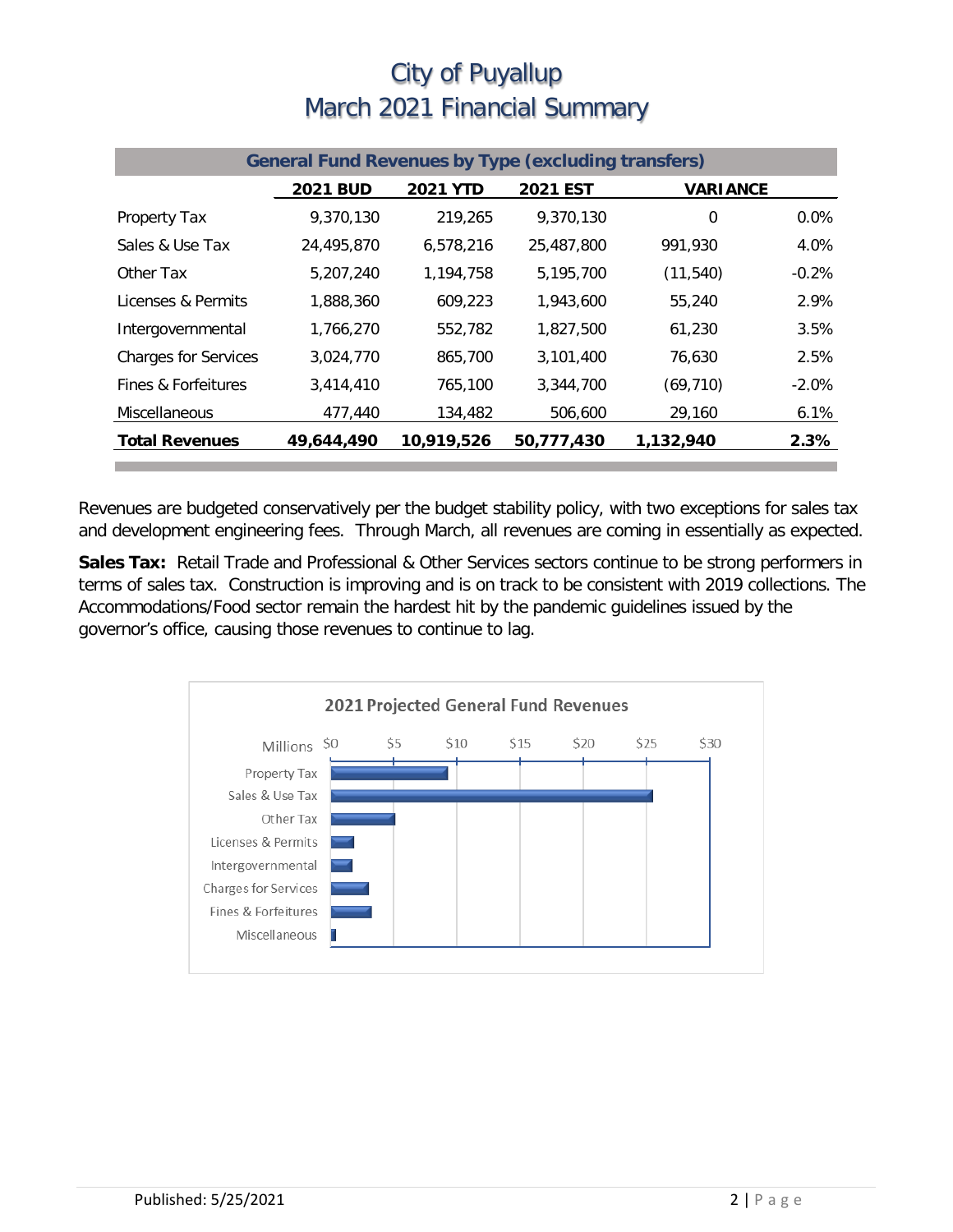# City of Puyallup
# March 2021 Financial Summary

| General Fund Revenues by Type (excluding transfers) | | | | | |
|---|---|---|---|---|---|
| | **2021 BUD** | **2021 YTD** | **2021 EST** | **VARIANCE** | |
| Property Tax | 9,370,130 | 219,265 | 9,370,130 | 0 | 0.0% |
| Sales & Use Tax | 24,495,870 | 6,578,216 | 25,487,800 | 991,930 | 4.0% |
| Other Tax | 5,207,240 | 1,194,758 | 5,195,700 | (11,540) | -0.2% |
| Licenses & Permits | 1,888,360 | 609,223 | 1,943,600 | 55,240 | 2.9% |
| Intergovernmental | 1,766,270 | 552,782 | 1,827,500 | 61,230 | 3.5% |
| Charges for Services | 3,024,770 | 865,700 | 3,101,400 | 76,630 | 2.5% |
| Fines & Forfeitures | 3,414,410 | 765,100 | 3,344,700 | (69,710) | -2.0% |
| Miscellaneous | 477,440 | 134,482 | 506,600 | 29,160 | 6.1% |
| **Total Revenues** | **49,644,490** | **10,919,526** | **50,777,430** | **1,132,940** | **2.3%** |

Revenues are budgeted conservatively per the budget stability policy, with two exceptions for sales tax and development engineering fees. Through March, all revenues are coming in essentially as expected.

**Sales Tax:** Retail Trade and Professional & Other Services sectors continue to be strong performers in terms of sales tax. Construction is improving and is on track to be consistent with 2019 collections. The Accommodations/Food sector remain the hardest hit by the pandemic guidelines issued by the governor's office, causing those revenues to continue to lag.

**2021 Projected General Fund Revenues**

| Revenue Type | Millions |
|---|---|
| Property Tax | ~$9.4 |
| Sales & Use Tax | ~$25.5 |
| Other Tax | ~$5.2 |
| Licenses & Permits | ~$1.9 |
| Intergovernmental | ~$1.8 |
| Charges for Services | ~$3.1 |
| Fines & Forfeitures | ~$3.3 |
| Miscellaneous | ~$0.5 |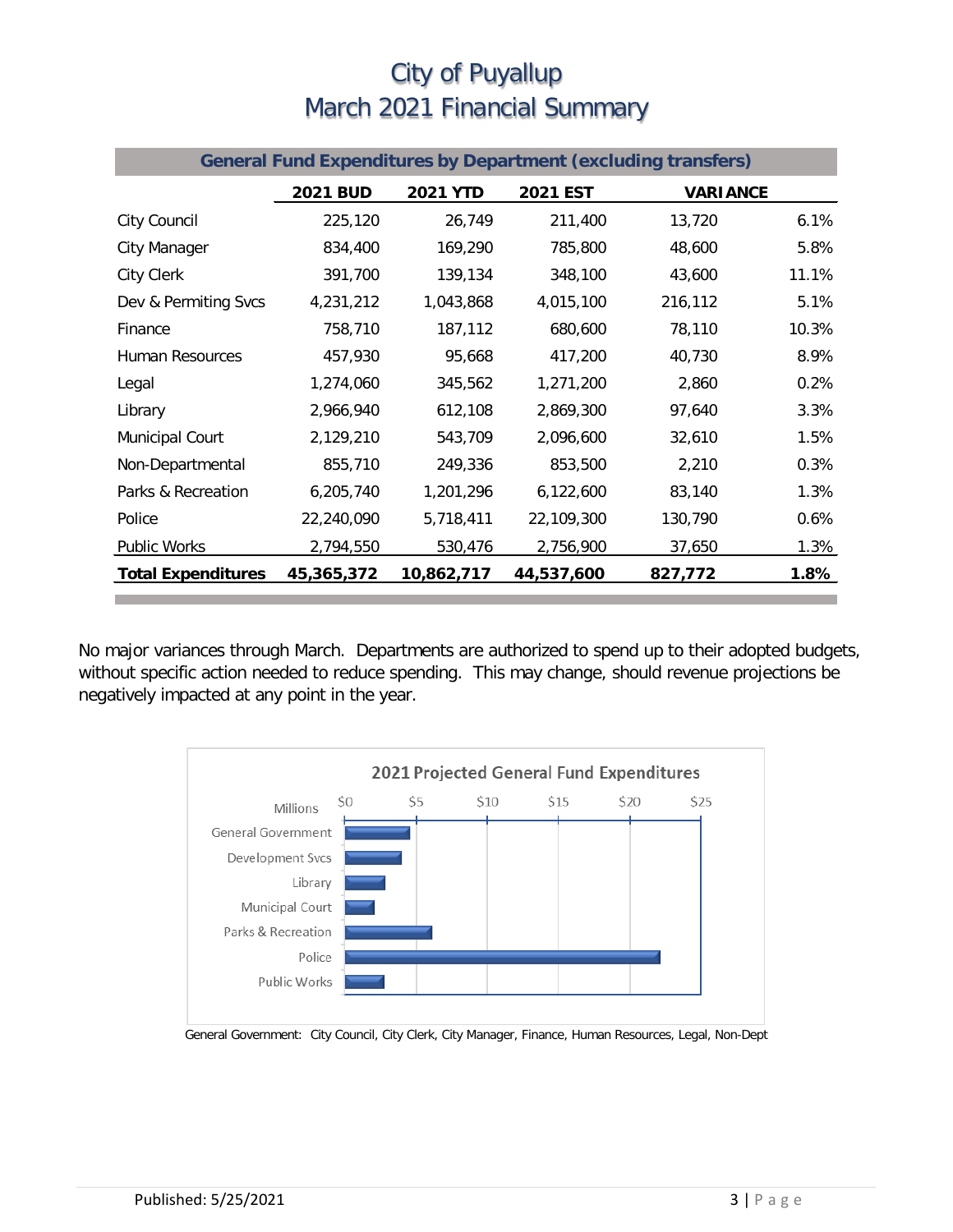# City of Puyallup
# March 2021 Financial Summary

| General Fund Expenditures by Department (excluding transfers) | | | | | |
|---|---|---|---|---|---|
| | **2021 BUD** | **2021 YTD** | **2021 EST** | **VARIANCE** | |
| City Council | 225,120 | 26,749 | 211,400 | 13,720 | 6.1% |
| City Manager | 834,400 | 169,290 | 785,800 | 48,600 | 5.8% |
| City Clerk | 391,700 | 139,134 | 348,100 | 43,600 | 11.1% |
| Dev & Permiting Svcs | 4,231,212 | 1,043,868 | 4,015,100 | 216,112 | 5.1% |
| Finance | 758,710 | 187,112 | 680,600 | 78,110 | 10.3% |
| Human Resources | 457,930 | 95,668 | 417,200 | 40,730 | 8.9% |
| Legal | 1,274,060 | 345,562 | 1,271,200 | 2,860 | 0.2% |
| Library | 2,966,940 | 612,108 | 2,869,300 | 97,640 | 3.3% |
| Municipal Court | 2,129,210 | 543,709 | 2,096,600 | 32,610 | 1.5% |
| Non-Departmental | 855,710 | 249,336 | 853,500 | 2,210 | 0.3% |
| Parks & Recreation | 6,205,740 | 1,201,296 | 6,122,600 | 83,140 | 1.3% |
| Police | 22,240,090 | 5,718,411 | 22,109,300 | 130,790 | 0.6% |
| Public Works | 2,794,550 | 530,476 | 2,756,900 | 37,650 | 1.3% |
| **Total Expenditures** | **45,365,372** | **10,862,717** | **44,537,600** | **827,772** | **1.8%** |

No major variances through March. Departments are authorized to spend up to their adopted budgets, without specific action needed to reduce spending. This may change, should revenue projections be negatively impacted at any point in the year.

**2021 Projected General Fund Expenditures**

General Government: City Council, City Clerk, City Manager, Finance, Human Resources, Legal, Non-Dept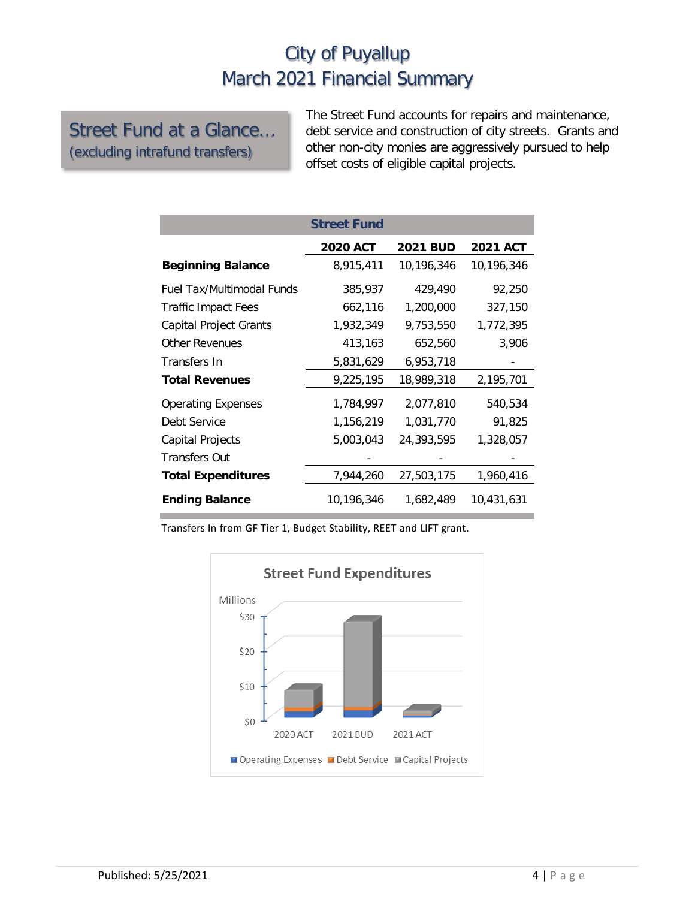# City of Puyallup
# March 2021 Financial Summary

## Street Fund at a Glance…
(excluding intrafund transfers)

The Street Fund accounts for repairs and maintenance, debt service and construction of city streets. Grants and other non-city monies are aggressively pursued to help offset costs of eligible capital projects.

| Street Fund | 2020 ACT | 2021 BUD | 2021 ACT |
|---|---|---|---|
| **Beginning Balance** | 8,915,411 | 10,196,346 | 10,196,346 |
| Fuel Tax/Multimodal Funds | 385,937 | 429,490 | 92,250 |
| Traffic Impact Fees | 662,116 | 1,200,000 | 327,150 |
| Capital Project Grants | 1,932,349 | 9,753,550 | 1,772,395 |
| Other Revenues | 413,163 | 652,560 | 3,906 |
| Transfers In | 5,831,629 | 6,953,718 | - |
| **Total Revenues** | 9,225,195 | 18,989,318 | 2,195,701 |
| Operating Expenses | 1,784,997 | 2,077,810 | 540,534 |
| Debt Service | 1,156,219 | 1,031,770 | 91,825 |
| Capital Projects | 5,003,043 | 24,393,595 | 1,328,057 |
| Transfers Out | - | - | - |
| **Total Expenditures** | 7,944,260 | 27,503,175 | 1,960,416 |
| **Ending Balance** | 10,196,346 | 1,682,489 | 10,431,631 |

Transfers In from GF Tier 1, Budget Stability, REET and LIFT grant.

Street Fund Expenditures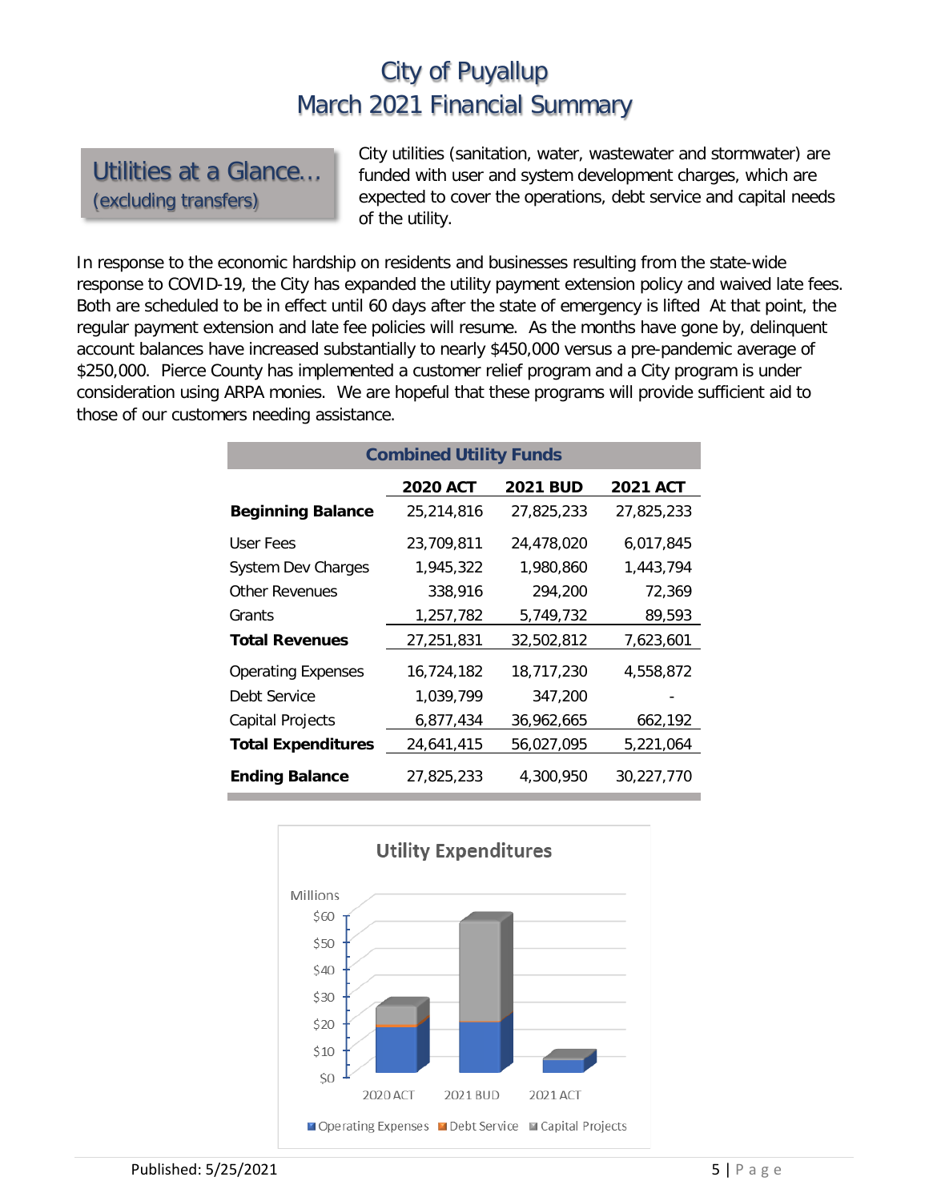# City of Puyallup
# March 2021 Financial Summary

## Utilities at a Glance… (excluding transfers)

City utilities (sanitation, water, wastewater and stormwater) are funded with user and system development charges, which are expected to cover the operations, debt service and capital needs of the utility.

In response to the economic hardship on residents and businesses resulting from the state-wide response to COVID-19, the City has expanded the utility payment extension policy and waived late fees. Both are scheduled to be in effect until 60 days after the state of emergency is lifted At that point, the regular payment extension and late fee policies will resume. As the months have gone by, delinquent account balances have increased substantially to nearly $450,000 versus a pre-pandemic average of $250,000. Pierce County has implemented a customer relief program and a City program is under consideration using ARPA monies. We are hopeful that these programs will provide sufficient aid to those of our customers needing assistance.

**Combined Utility Funds**

| | 2020 ACT | 2021 BUD | 2021 ACT |
|---|---|---|---|
| **Beginning Balance** | 25,214,816 | 27,825,233 | 27,825,233 |
| User Fees | 23,709,811 | 24,478,020 | 6,017,845 |
| System Dev Charges | 1,945,322 | 1,980,860 | 1,443,794 |
| Other Revenues | 338,916 | 294,200 | 72,369 |
| Grants | 1,257,782 | 5,749,732 | 89,593 |
| **Total Revenues** | 27,251,831 | 32,502,812 | 7,623,601 |
| Operating Expenses | 16,724,182 | 18,717,230 | 4,558,872 |
| Debt Service | 1,039,799 | 347,200 | - |
| Capital Projects | 6,877,434 | 36,962,665 | 662,192 |
| **Total Expenditures** | 24,641,415 | 56,027,095 | 5,221,064 |
| **Ending Balance** | 27,825,233 | 4,300,950 | 30,227,770 |

**Utility Expenditures**

Millions: $0, $10, $20, $30, $40, $50, $60

2020 ACT, 2021 BUD, 2021 ACT

Operating Expenses, Debt Service, Capital Projects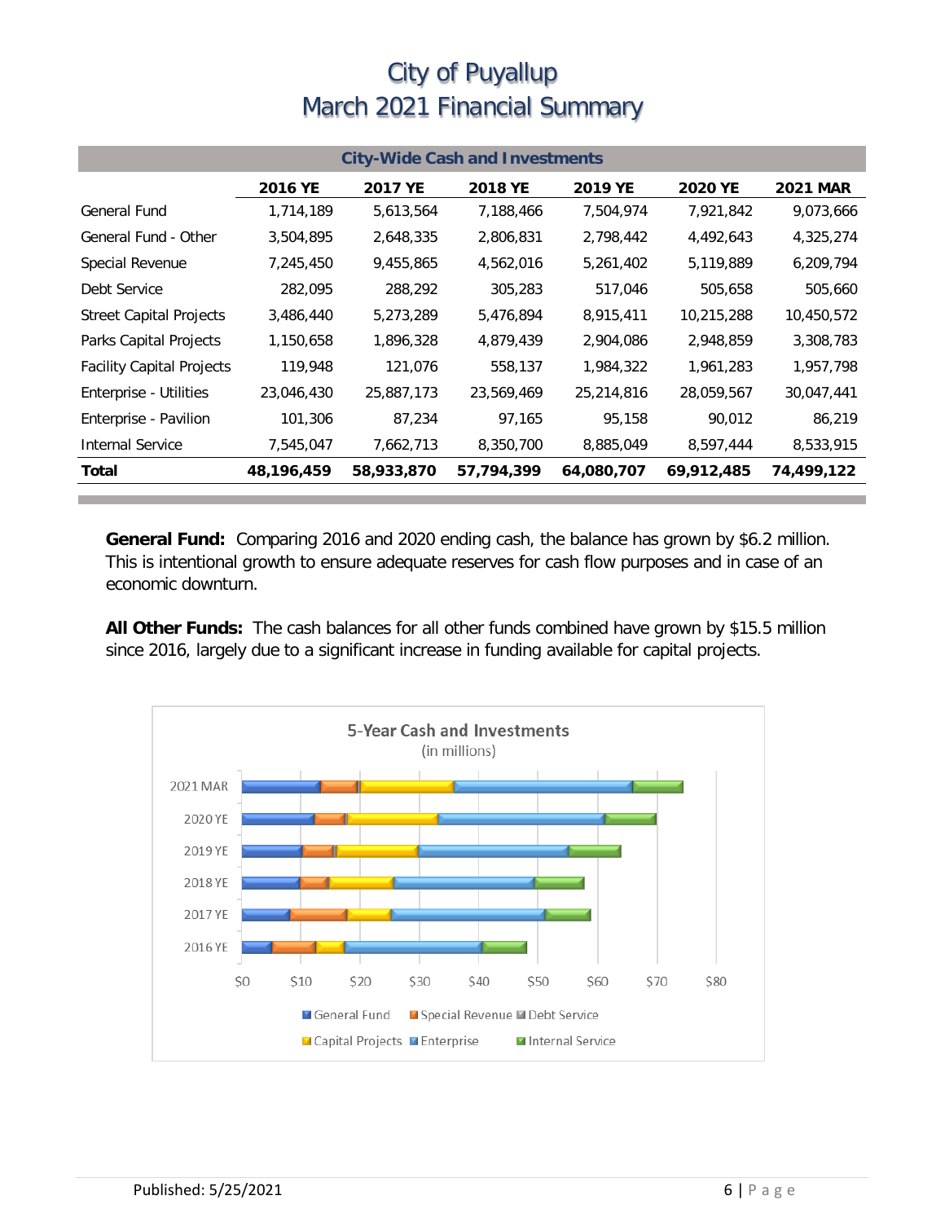# City of Puyallup
# March 2021 Financial Summary

| City-Wide Cash and Investments | | | | | | |
|---|---|---|---|---|---|---|
| | **2016 YE** | **2017 YE** | **2018 YE** | **2019 YE** | **2020 YE** | **2021 MAR** |
| General Fund | 1,714,189 | 5,613,564 | 7,188,466 | 7,504,974 | 7,921,842 | 9,073,666 |
| General Fund - Other | 3,504,895 | 2,648,335 | 2,806,831 | 2,798,442 | 4,492,643 | 4,325,274 |
| Special Revenue | 7,245,450 | 9,455,865 | 4,562,016 | 5,261,402 | 5,119,889 | 6,209,794 |
| Debt Service | 282,095 | 288,292 | 305,283 | 517,046 | 505,658 | 505,660 |
| Street Capital Projects | 3,486,440 | 5,273,289 | 5,476,894 | 8,915,411 | 10,215,288 | 10,450,572 |
| Parks Capital Projects | 1,150,658 | 1,896,328 | 4,879,439 | 2,904,086 | 2,948,859 | 3,308,783 |
| Facility Capital Projects | 119,948 | 121,076 | 558,137 | 1,984,322 | 1,961,283 | 1,957,798 |
| Enterprise - Utilities | 23,046,430 | 25,887,173 | 23,569,469 | 25,214,816 | 28,059,567 | 30,047,441 |
| Enterprise - Pavilion | 101,306 | 87,234 | 97,165 | 95,158 | 90,012 | 86,219 |
| Internal Service | 7,545,047 | 7,662,713 | 8,350,700 | 8,885,049 | 8,597,444 | 8,533,915 |
| **Total** | **48,196,459** | **58,933,870** | **57,794,399** | **64,080,707** | **69,912,485** | **74,499,122** |

**General Fund:** Comparing 2016 and 2020 ending cash, the balance has grown by $6.2 million. This is intentional growth to ensure adequate reserves for cash flow purposes and in case of an economic downturn.

**All Other Funds:** The cash balances for all other funds combined have grown by $15.5 million since 2016, largely due to a significant increase in funding available for capital projects.

5-Year Cash and Investments
(in millions)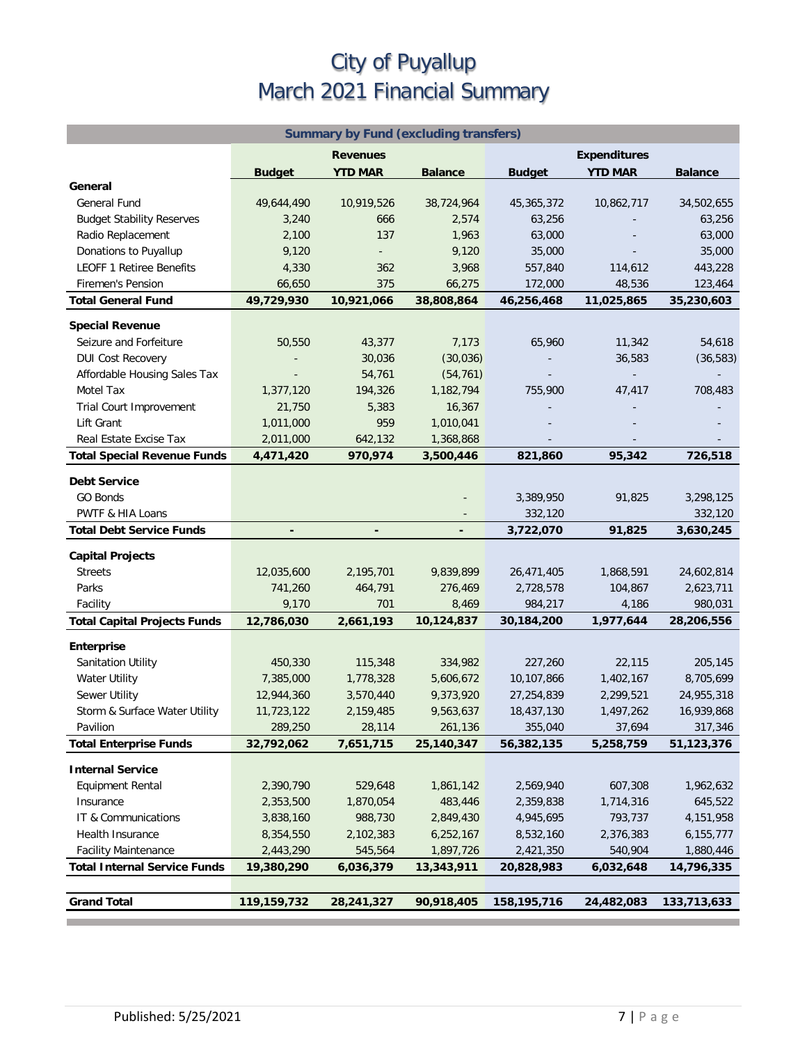# City of Puyallup
# March 2021 Financial Summary

| Summary by Fund (excluding transfers) | Revenues | | | Expenditures | | |
|---|---|---|---|---|---|---|
| | Budget | YTD MAR | Balance | Budget | YTD MAR | Balance |
| **General** | | | | | | |
| General Fund | 49,644,490 | 10,919,526 | 38,724,964 | 45,365,372 | 10,862,717 | 34,502,655 |
| Budget Stability Reserves | 3,240 | 666 | 2,574 | 63,256 | - | 63,256 |
| Radio Replacement | 2,100 | 137 | 1,963 | 63,000 | - | 63,000 |
| Donations to Puyallup | 9,120 | - | 9,120 | 35,000 | - | 35,000 |
| LEOFF 1 Retiree Benefits | 4,330 | 362 | 3,968 | 557,840 | 114,612 | 443,228 |
| Firemen's Pension | 66,650 | 375 | 66,275 | 172,000 | 48,536 | 123,464 |
| **Total General Fund** | **49,729,930** | **10,921,066** | **38,808,864** | **46,256,468** | **11,025,865** | **35,230,603** |
| **Special Revenue** | | | | | | |
| Seizure and Forfeiture | 50,550 | 43,377 | 7,173 | 65,960 | 11,342 | 54,618 |
| DUI Cost Recovery | - | 30,036 | (30,036) | - | 36,583 | (36,583) |
| Affordable Housing Sales Tax | - | 54,761 | (54,761) | - | - | - |
| Motel Tax | 1,377,120 | 194,326 | 1,182,794 | 755,900 | 47,417 | 708,483 |
| Trial Court Improvement | 21,750 | 5,383 | 16,367 | - | - | - |
| Lift Grant | 1,011,000 | 959 | 1,010,041 | - | - | - |
| Real Estate Excise Tax | 2,011,000 | 642,132 | 1,368,868 | - | - | - |
| **Total Special Revenue Funds** | **4,471,420** | **970,974** | **3,500,446** | **821,860** | **95,342** | **726,518** |
| **Debt Service** | | | | | | |
| GO Bonds | | | - | 3,389,950 | 91,825 | 3,298,125 |
| PWTF & HIA Loans | | | - | 332,120 | | 332,120 |
| **Total Debt Service Funds** | **-** | **-** | **-** | **3,722,070** | **91,825** | **3,630,245** |
| **Capital Projects** | | | | | | |
| Streets | 12,035,600 | 2,195,701 | 9,839,899 | 26,471,405 | 1,868,591 | 24,602,814 |
| Parks | 741,260 | 464,791 | 276,469 | 2,728,578 | 104,867 | 2,623,711 |
| Facility | 9,170 | 701 | 8,469 | 984,217 | 4,186 | 980,031 |
| **Total Capital Projects Funds** | **12,786,030** | **2,661,193** | **10,124,837** | **30,184,200** | **1,977,644** | **28,206,556** |
| **Enterprise** | | | | | | |
| Sanitation Utility | 450,330 | 115,348 | 334,982 | 227,260 | 22,115 | 205,145 |
| Water Utility | 7,385,000 | 1,778,328 | 5,606,672 | 10,107,866 | 1,402,167 | 8,705,699 |
| Sewer Utility | 12,944,360 | 3,570,440 | 9,373,920 | 27,254,839 | 2,299,521 | 24,955,318 |
| Storm & Surface Water Utility | 11,723,122 | 2,159,485 | 9,563,637 | 18,437,130 | 1,497,262 | 16,939,868 |
| Pavilion | 289,250 | 28,114 | 261,136 | 355,040 | 37,694 | 317,346 |
| **Total Enterprise Funds** | **32,792,062** | **7,651,715** | **25,140,347** | **56,382,135** | **5,258,759** | **51,123,376** |
| **Internal Service** | | | | | | |
| Equipment Rental | 2,390,790 | 529,648 | 1,861,142 | 2,569,940 | 607,308 | 1,962,632 |
| Insurance | 2,353,500 | 1,870,054 | 483,446 | 2,359,838 | 1,714,316 | 645,522 |
| IT & Communications | 3,838,160 | 988,730 | 2,849,430 | 4,945,695 | 793,737 | 4,151,958 |
| Health Insurance | 8,354,550 | 2,102,383 | 6,252,167 | 8,532,160 | 2,376,383 | 6,155,777 |
| Facility Maintenance | 2,443,290 | 545,564 | 1,897,726 | 2,421,350 | 540,904 | 1,880,446 |
| **Total Internal Service Funds** | **19,380,290** | **6,036,379** | **13,343,911** | **20,828,983** | **6,032,648** | **14,796,335** |
| **Grand Total** | **119,159,732** | **28,241,327** | **90,918,405** | **158,195,716** | **24,482,083** | **133,713,633** |

Published: 5/25/2021